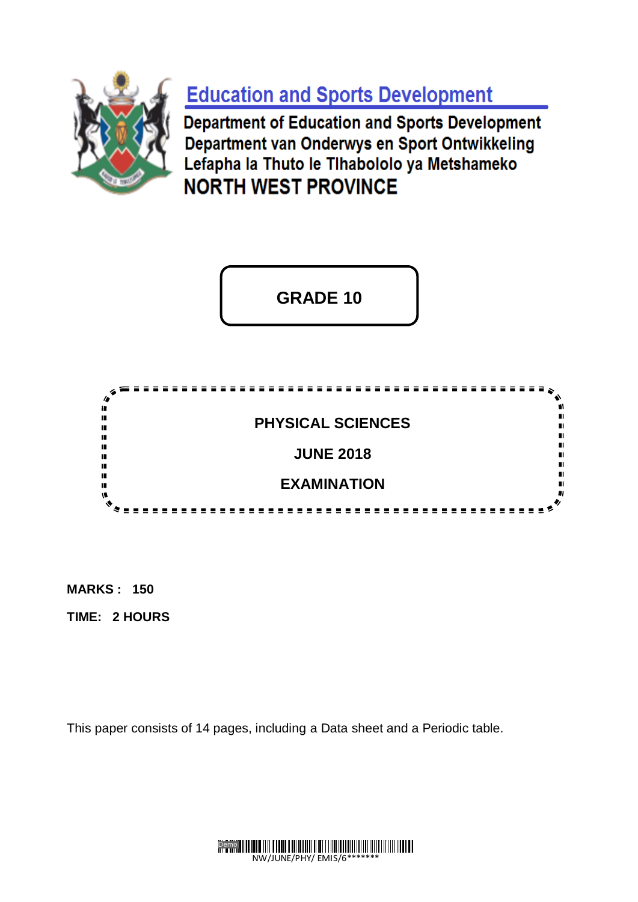# Education and Sports Development

**Department of Education and Sports Development**
**Department van Onderwys en Sport Ontwikkeling**
**Lefapha la Thuto le Tlhabololo ya Metshameko**
**NORTH WEST PROVINCE**

## GRADE 10

## PHYSICAL SCIENCES

## JUNE 2018

## EXAMINATION

**MARKS : 150**

**TIME: 2 HOURS**

This paper consists of 14 pages, including a Data sheet and a Periodic table.

NW/JUNE/PHY/ EMIS/6*******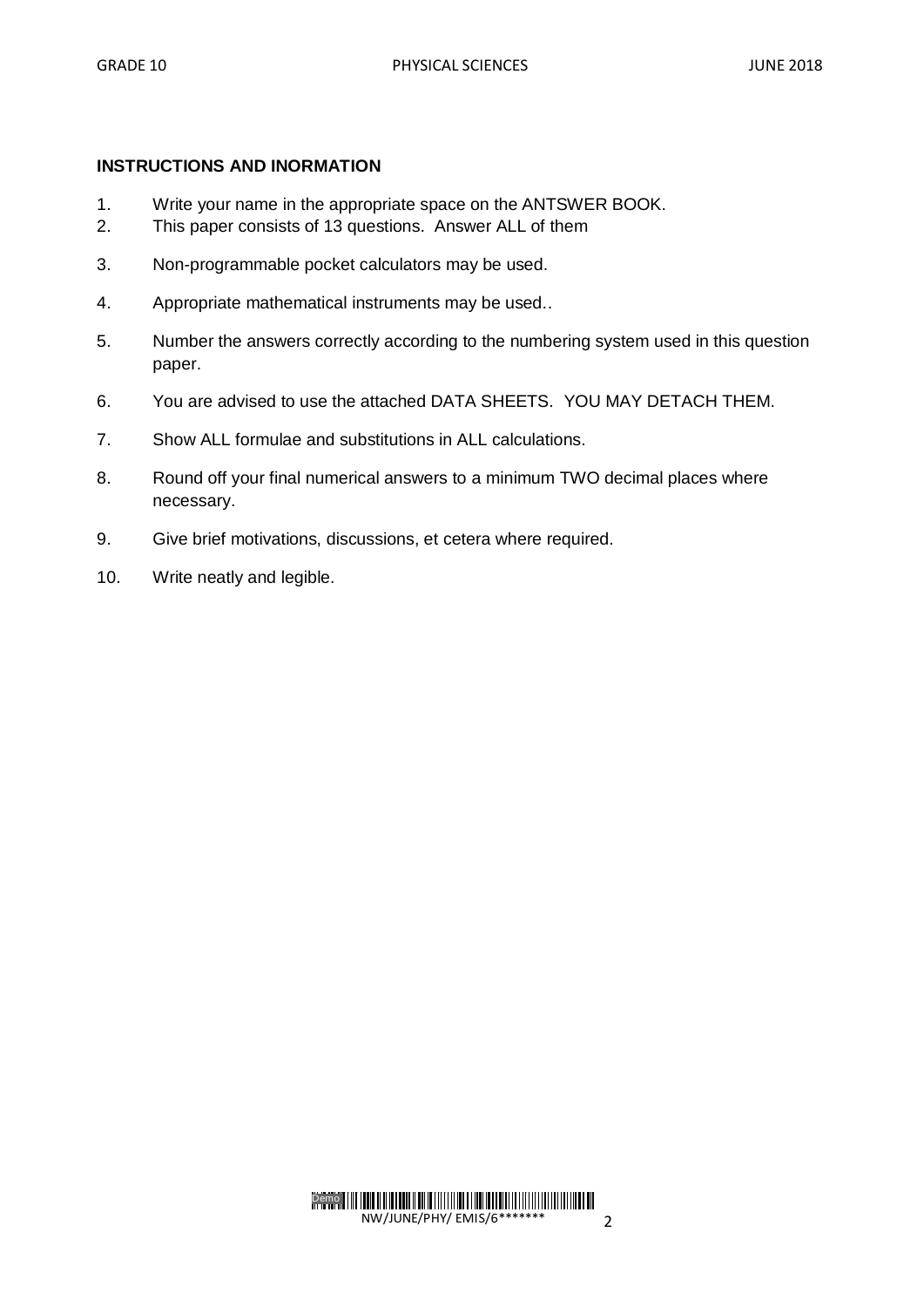**INSTRUCTIONS AND INORMATION**

1. Write your name in the appropriate space on the ANTSWER BOOK.
2. This paper consists of 13 questions. Answer ALL of them
3. Non-programmable pocket calculators may be used.
4. Appropriate mathematical instruments may be used..
5. Number the answers correctly according to the numbering system used in this question paper.
6. You are advised to use the attached DATA SHEETS. YOU MAY DETACH THEM.
7. Show ALL formulae and substitutions in ALL calculations.
8. Round off your final numerical answers to a minimum TWO decimal places where necessary.
9. Give brief motivations, discussions, et cetera where required.
10. Write neatly and legible.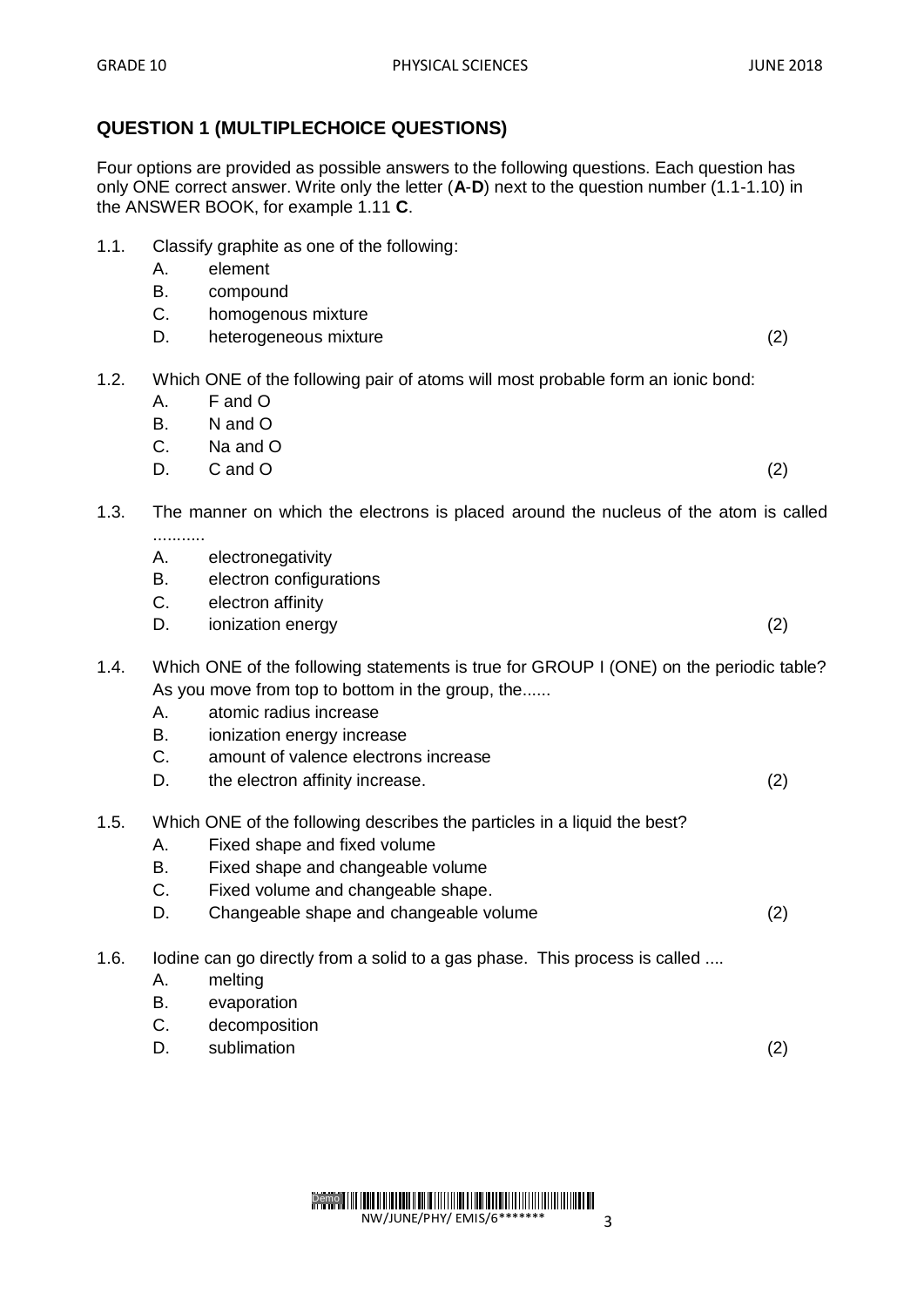## QUESTION 1 (MULTIPLECHOICE QUESTIONS)

Four options are provided as possible answers to the following questions. Each question has only ONE correct answer. Write only the letter (**A**-**D**) next to the question number (1.1-1.10) in the ANSWER BOOK, for example 1.11 **C**.

1.1. Classify graphite as one of the following:

   A. element

   B. compound

   C. homogenous mixture

   D. heterogeneous mixture (2)

1.2. Which ONE of the following pair of atoms will most probable form an ionic bond:

   A. F and O

   B. N and O

   C. Na and O

   D. C and O (2)

1.3. The manner on which the electrons is placed around the nucleus of the atom is called ...........

   A. electronegativity

   B. electron configurations

   C. electron affinity

   D. ionization energy (2)

1.4. Which ONE of the following statements is true for GROUP I (ONE) on the periodic table? As you move from top to bottom in the group, the......

   A. atomic radius increase

   B. ionization energy increase

   C. amount of valence electrons increase

   D. the electron affinity increase. (2)

1.5. Which ONE of the following describes the particles in a liquid the best?

   A. Fixed shape and fixed volume

   B. Fixed shape and changeable volume

   C. Fixed volume and changeable shape.

   D. Changeable shape and changeable volume (2)

1.6. Iodine can go directly from a solid to a gas phase. This process is called ....

   A. melting

   B. evaporation

   C. decomposition

   D. sublimation (2)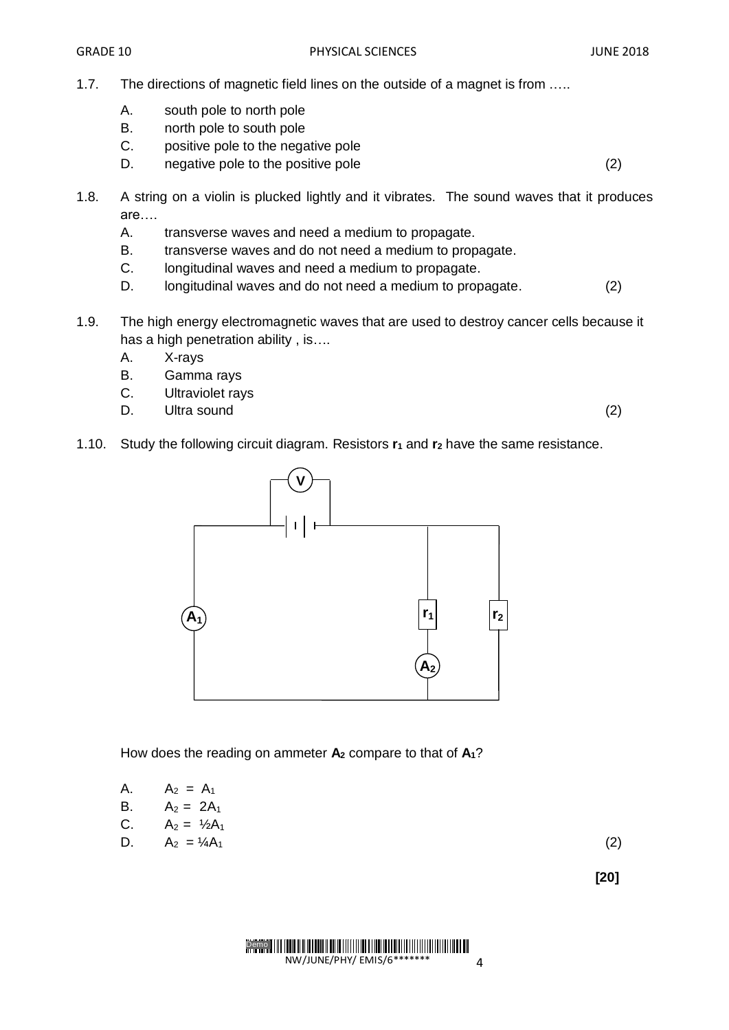1.7. The directions of magnetic field lines on the outside of a magnet is from …..

- A. south pole to north pole
- B. north pole to south pole
- C. positive pole to the negative pole
- D. negative pole to the positive pole (2)

1.8. A string on a violin is plucked lightly and it vibrates. The sound waves that it produces are….

- A. transverse waves and need a medium to propagate.
- B. transverse waves and do not need a medium to propagate.
- C. longitudinal waves and need a medium to propagate.
- D. longitudinal waves and do not need a medium to propagate. (2)

1.9. The high energy electromagnetic waves that are used to destroy cancer cells because it has a high penetration ability , is….

- A. X-rays
- B. Gamma rays
- C. Ultraviolet rays
- D. Ultra sound (2)

1.10. Study the following circuit diagram. Resistors $r_1$ and $r_2$ have the same resistance.

How does the reading on ammeter $A_2$ compare to that of $A_1$?

- A. $A_2 = A_1$
- B. $A_2 = 2A_1$
- C. $A_2 = ½A_1$
- D. $A_2 = ¼A_1$ (2)

**[20]**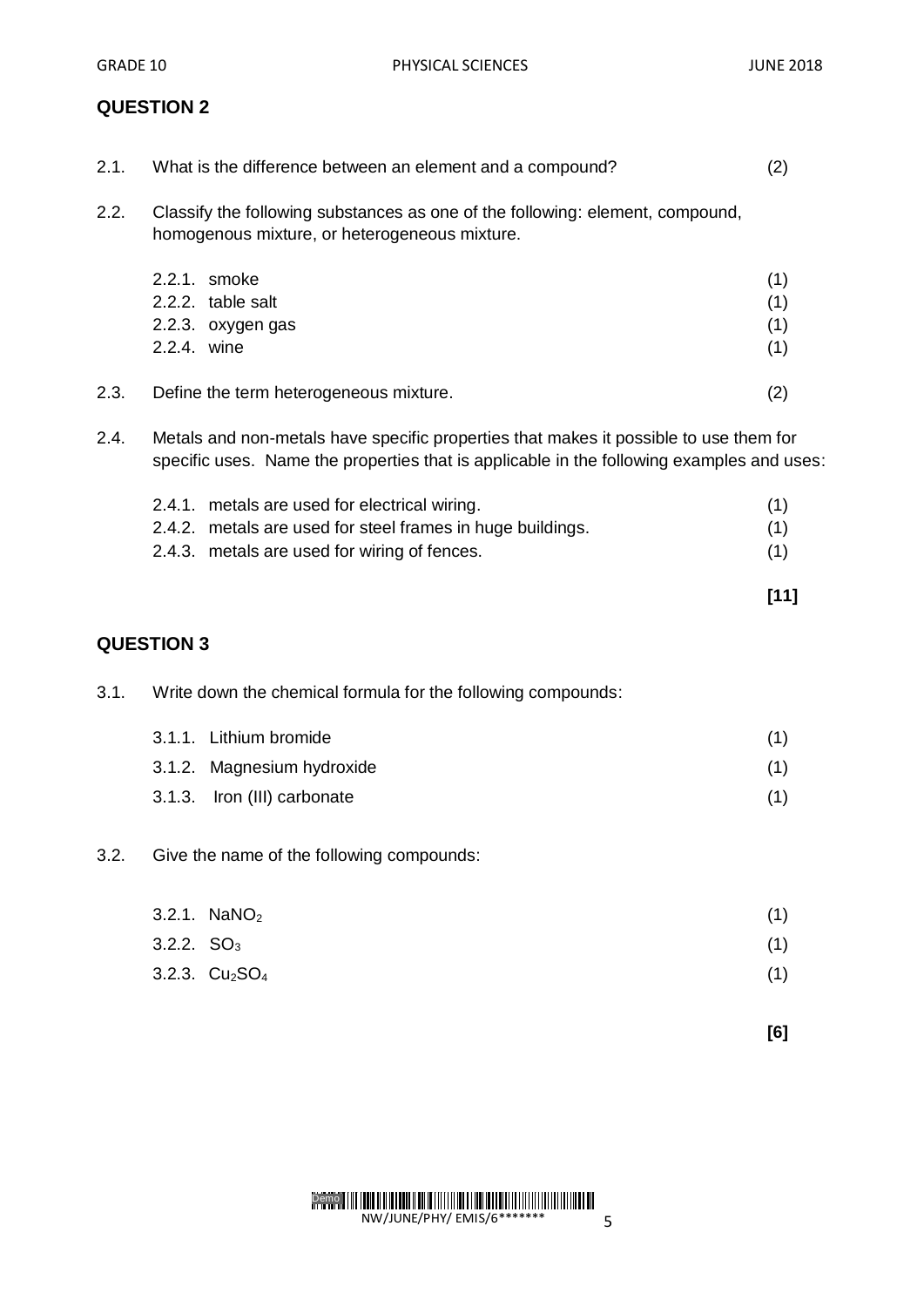## QUESTION 2

2.1. What is the difference between an element and a compound? (2)

2.2. Classify the following substances as one of the following: element, compound, homogenous mixture, or heterogeneous mixture.

2.2.1. smoke (1)
2.2.2. table salt (1)
2.2.3. oxygen gas (1)
2.2.4. wine (1)

2.3. Define the term heterogeneous mixture. (2)

2.4. Metals and non-metals have specific properties that makes it possible to use them for specific uses. Name the properties that is applicable in the following examples and uses:

2.4.1. metals are used for electrical wiring. (1)
2.4.2. metals are used for steel frames in huge buildings. (1)
2.4.3. metals are used for wiring of fences. (1)

**[11]**

## QUESTION 3

3.1. Write down the chemical formula for the following compounds:

3.1.1. Lithium bromide (1)
3.1.2. Magnesium hydroxide (1)
3.1.3. Iron (III) carbonate (1)

3.2. Give the name of the following compounds:

3.2.1. $NaNO_2$ (1)
3.2.2. $SO_3$ (1)
3.2.3. $Cu_2SO_4$ (1)

**[6]**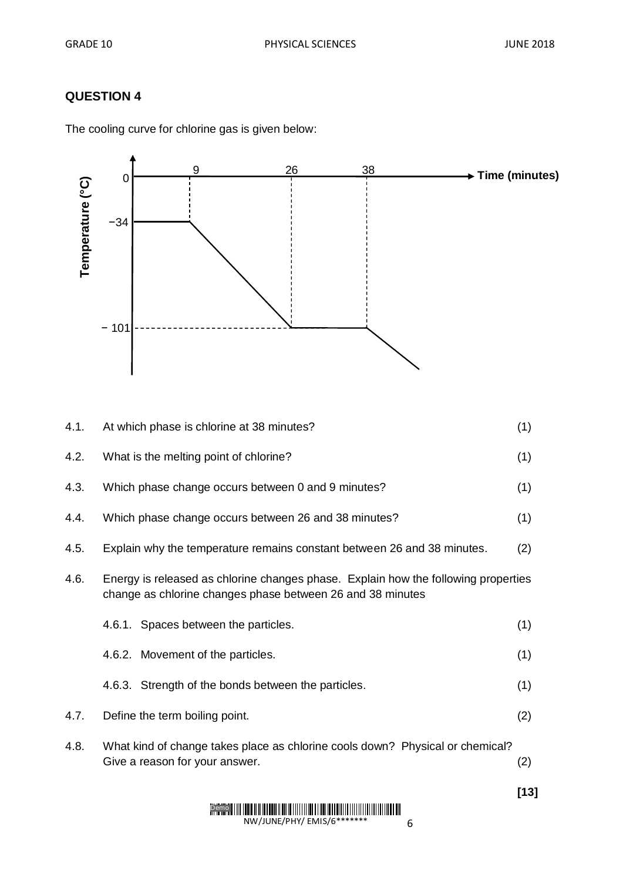## QUESTION 4

The cooling curve for chlorine gas is given below:

4.1. At which phase is chlorine at 38 minutes? (1)

4.2. What is the melting point of chlorine? (1)

4.3. Which phase change occurs between 0 and 9 minutes? (1)

4.4. Which phase change occurs between 26 and 38 minutes? (1)

4.5. Explain why the temperature remains constant between 26 and 38 minutes. (2)

4.6. Energy is released as chlorine changes phase. Explain how the following properties change as chlorine changes phase between 26 and 38 minutes

4.6.1. Spaces between the particles. (1)

4.6.2. Movement of the particles. (1)

4.6.3. Strength of the bonds between the particles. (1)

4.7. Define the term boiling point. (2)

4.8. What kind of change takes place as chlorine cools down? Physical or chemical? Give a reason for your answer. (2)

**[13]**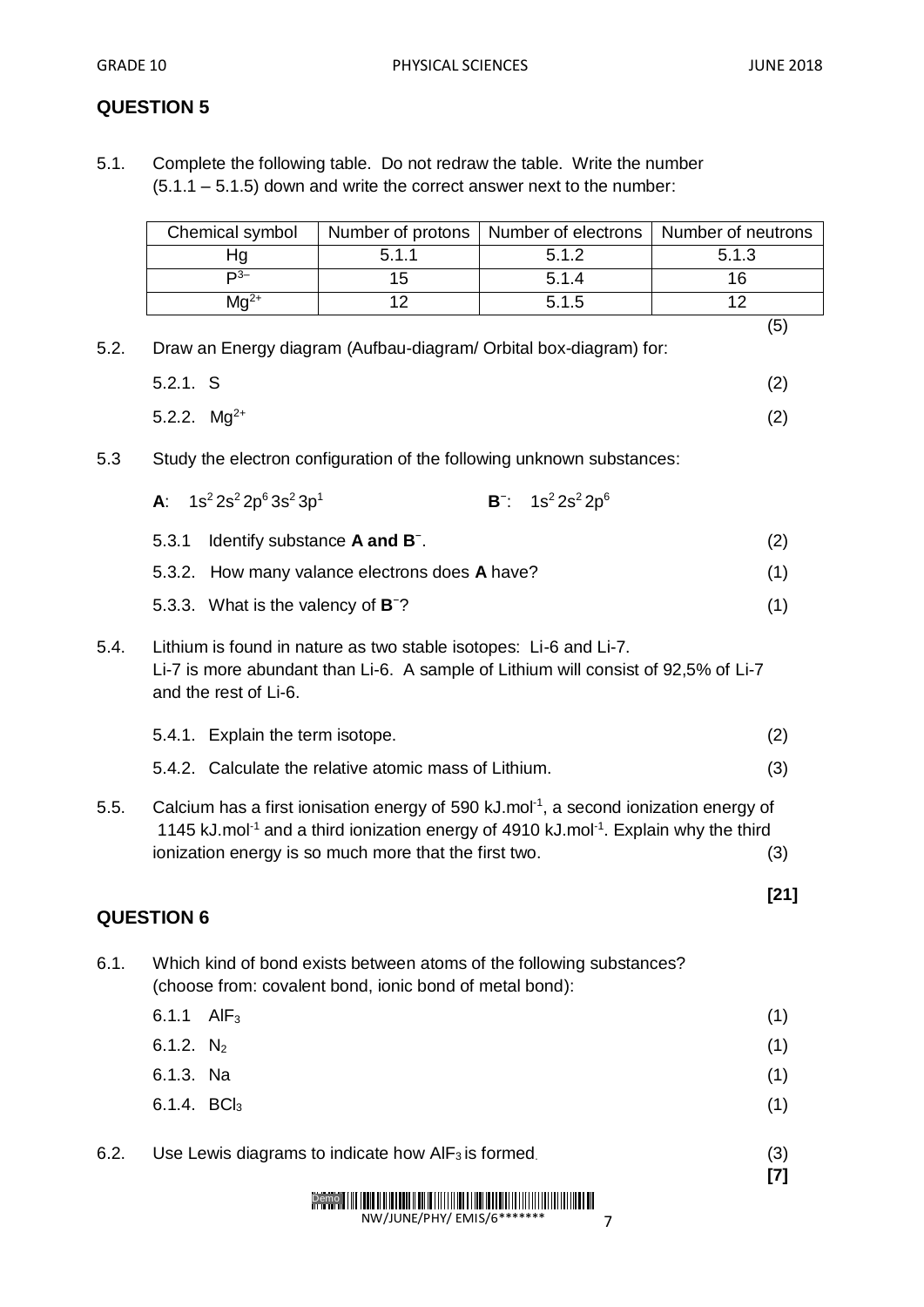## QUESTION 5

5.1. Complete the following table. Do not redraw the table. Write the number (5.1.1 – 5.1.5) down and write the correct answer next to the number:

| Chemical symbol | Number of protons | Number of electrons | Number of neutrons |
|---|---|---|---|
| Hg | 5.1.1 | 5.1.2 | 5.1.3 |
| $P^{3-}$ | 15 | 5.1.4 | 16 |
| $Mg^{2+}$ | 12 | 5.1.5 | 12 |

(5)

5.2. Draw an Energy diagram (Aufbau-diagram/ Orbital box-diagram) for:

5.2.1. S (2)

5.2.2. $Mg^{2+}$ (2)

5.3 Study the electron configuration of the following unknown substances:

**A**: $1s^2 2s^2 2p^6 3s^2 3p^1$ **B**$^-$: $1s^2 2s^2 2p^6$

5.3.1 Identify substance **A and B**$^-$. (2)

5.3.2. How many valance electrons does **A** have? (1)

5.3.3. What is the valency of **B**$^-$? (1)

5.4. Lithium is found in nature as two stable isotopes: Li-6 and Li-7. Li-7 is more abundant than Li-6. A sample of Lithium will consist of 92,5% of Li-7 and the rest of Li-6.

5.4.1. Explain the term isotope. (2)

5.4.2. Calculate the relative atomic mass of Lithium. (3)

5.5. Calcium has a first ionisation energy of 590 $kJ.mol^{-1}$, a second ionization energy of 1145 $kJ.mol^{-1}$ and a third ionization energy of 4910 $kJ.mol^{-1}$. Explain why the third ionization energy is so much more that the first two. (3)

**[21]**

## QUESTION 6

6.1. Which kind of bond exists between atoms of the following substances? (choose from: covalent bond, ionic bond of metal bond):

6.1.1 $AlF_3$ (1)

6.1.2. $N_2$ (1)

6.1.3. Na (1)

6.1.4. $BCl_3$ (1)

6.2. Use Lewis diagrams to indicate how $AlF_3$ is formed. (3)

**[7]**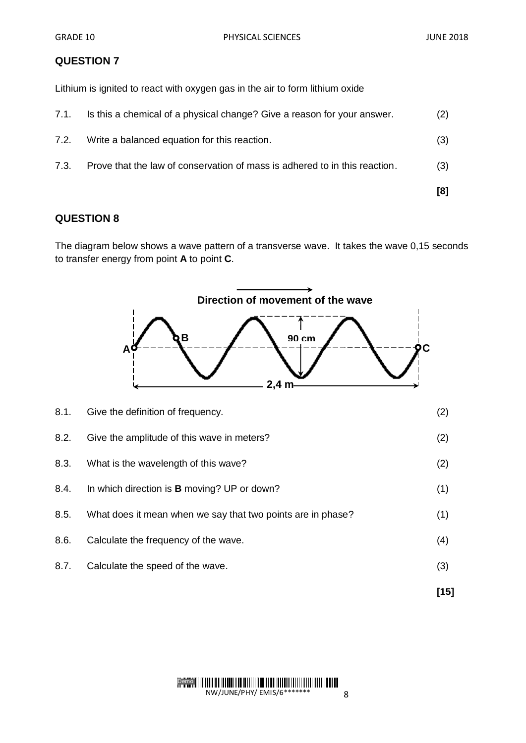## QUESTION 7

Lithium is ignited to react with oxygen gas in the air to form lithium oxide

7.1. Is this a chemical of a physical change? Give a reason for your answer. (2)

7.2. Write a balanced equation for this reaction. (3)

7.3. Prove that the law of conservation of mass is adhered to in this reaction. (3)

**[8]**

## QUESTION 8

The diagram below shows a wave pattern of a transverse wave. It takes the wave 0,15 seconds to transfer energy from point **A** to point **C**.

**Direction of movement of the wave**

**B**

**90 cm**

**A** **C**

**2,4 m**

8.1. Give the definition of frequency. (2)

8.2. Give the amplitude of this wave in meters? (2)

8.3. What is the wavelength of this wave? (2)

8.4. In which direction is **B** moving? UP or down? (1)

8.5. What does it mean when we say that two points are in phase? (1)

8.6. Calculate the frequency of the wave. (4)

8.7. Calculate the speed of the wave. (3)

**[15]**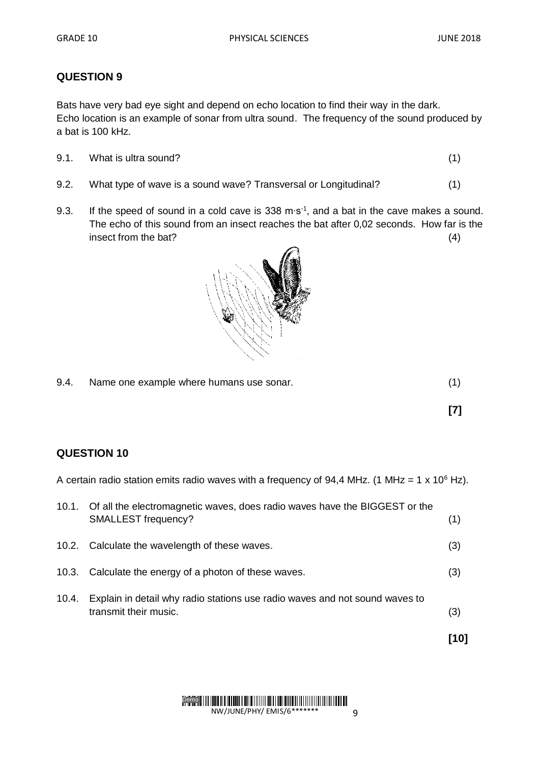## QUESTION 9

Bats have very bad eye sight and depend on echo location to find their way in the dark. Echo location is an example of sonar from ultra sound. The frequency of the sound produced by a bat is 100 kHz.

9.1. What is ultra sound? (1)

9.2. What type of wave is a sound wave? Transversal or Longitudinal? (1)

9.3. If the speed of sound in a cold cave is 338 $m \cdot s^{-1}$, and a bat in the cave makes a sound. The echo of this sound from an insect reaches the bat after 0,02 seconds. How far is the insect from the bat? (4)

9.4. Name one example where humans use sonar. (1)

**[7]**

## QUESTION 10

A certain radio station emits radio waves with a frequency of 94,4 MHz. (1 MHz = 1 x $10^6$ Hz).

10.1. Of all the electromagnetic waves, does radio waves have the BIGGEST or the SMALLEST frequency? (1)

10.2. Calculate the wavelength of these waves. (3)

10.3. Calculate the energy of a photon of these waves. (3)

10.4. Explain in detail why radio stations use radio waves and not sound waves to transmit their music. (3)

**[10]**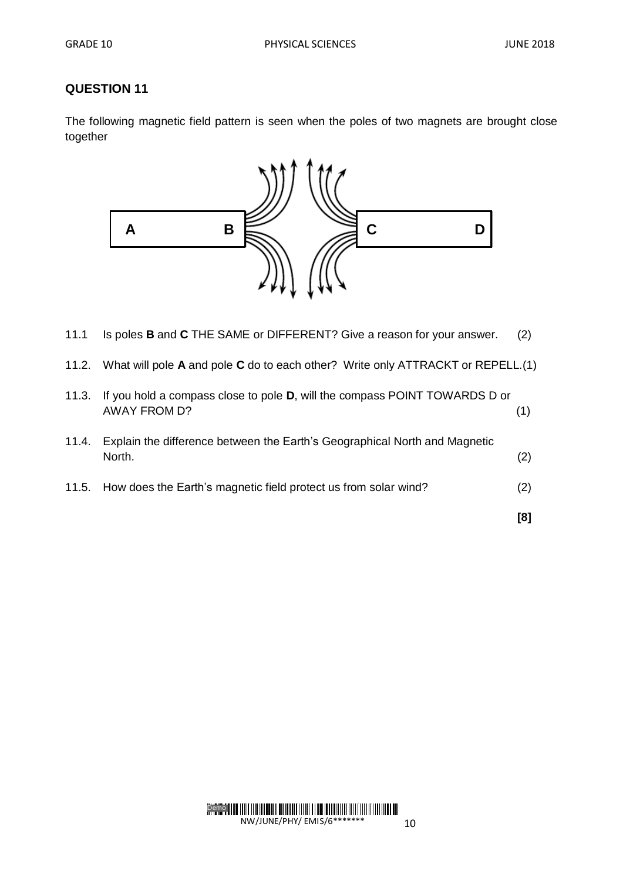## QUESTION 11

The following magnetic field pattern is seen when the poles of two magnets are brought close together

11.1 Is poles **B** and **C** THE SAME or DIFFERENT? Give a reason for your answer. (2)

11.2. What will pole **A** and pole **C** do to each other? Write only ATTRACKT or REPELL. (1)

11.3. If you hold a compass close to pole **D**, will the compass POINT TOWARDS D or AWAY FROM D? (1)

11.4. Explain the difference between the Earth's Geographical North and Magnetic North. (2)

11.5. How does the Earth's magnetic field protect us from solar wind? (2)

**[8]**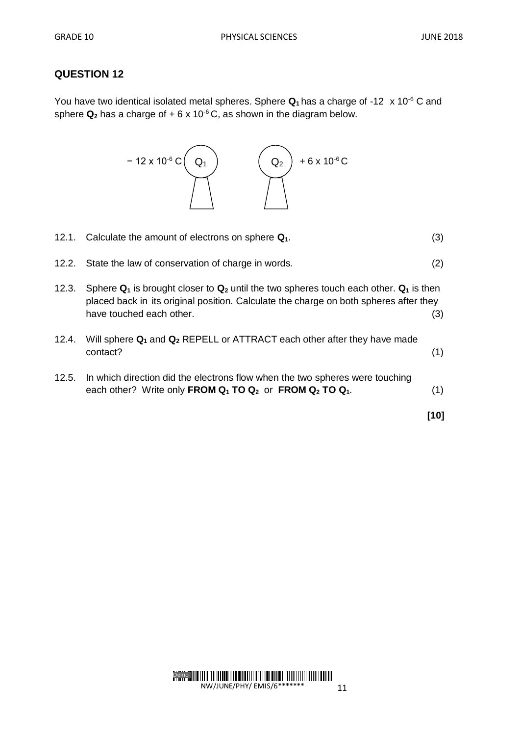## QUESTION 12

You have two identical isolated metal spheres. Sphere $\mathbf{Q_1}$ has a charge of $-12 \times 10^{-6}$ C and sphere $\mathbf{Q_2}$ has a charge of $+6 \times 10^{-6}$ C, as shown in the diagram below.

$-12 \times 10^{-6}$ C $Q_1$ $Q_2$ $+6 \times 10^{-6}$ C

12.1. Calculate the amount of electrons on sphere $\mathbf{Q_1}$. (3)

12.2. State the law of conservation of charge in words. (2)

12.3. Sphere $\mathbf{Q_1}$ is brought closer to $\mathbf{Q_2}$ until the two spheres touch each other. $\mathbf{Q_1}$ is then placed back in its original position. Calculate the charge on both spheres after they have touched each other. (3)

12.4. Will sphere $\mathbf{Q_1}$ and $\mathbf{Q_2}$ REPELL or ATTRACT each other after they have made contact? (1)

12.5. In which direction did the electrons flow when the two spheres were touching each other? Write only **FROM $Q_1$ TO $Q_2$** or **FROM $Q_2$ TO $Q_1$**. (1)

**[10]**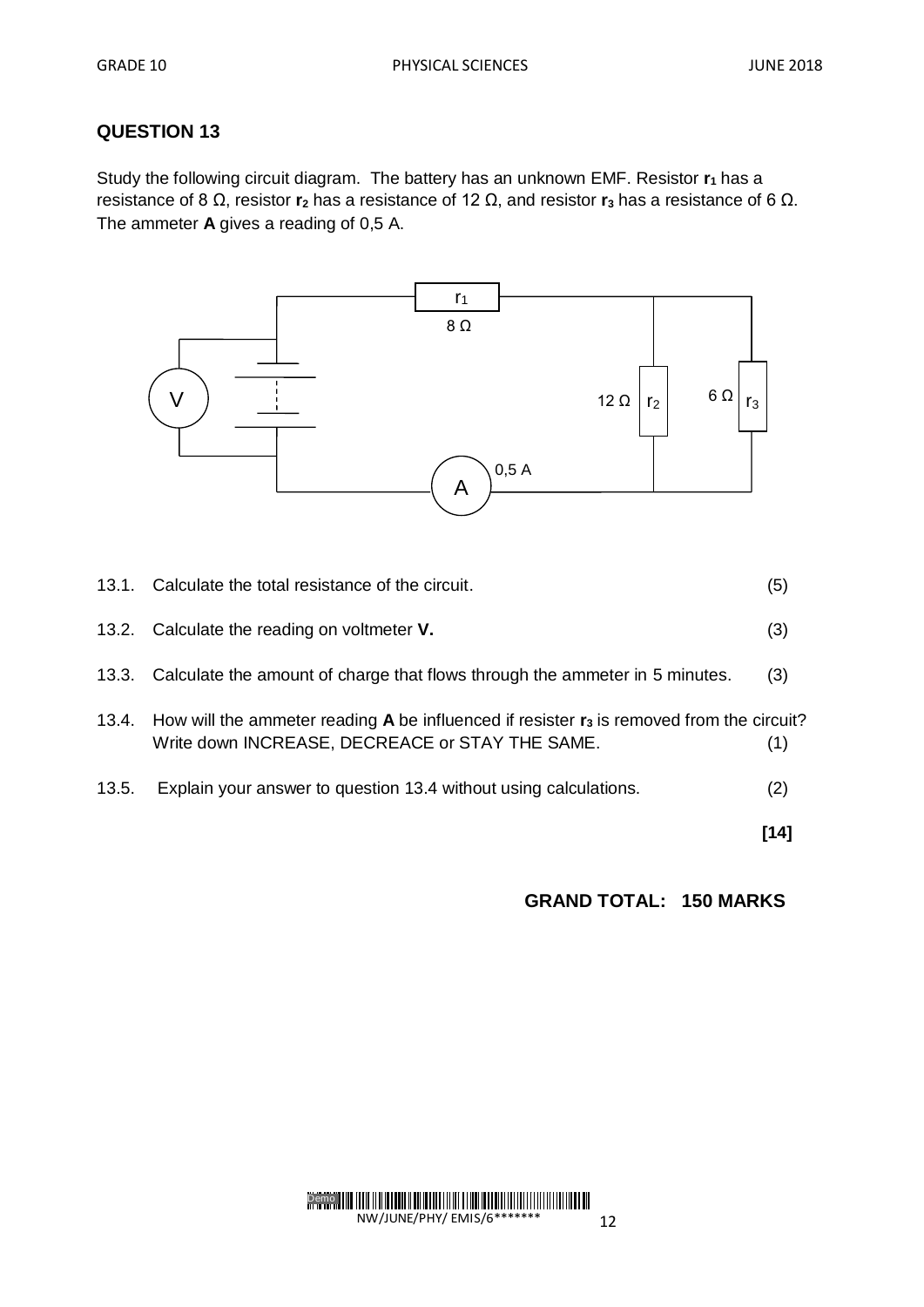## QUESTION 13

Study the following circuit diagram. The battery has an unknown EMF. Resistor **$r_1$** has a resistance of 8 Ω, resistor **$r_2$** has a resistance of 12 Ω, and resistor **$r_3$** has a resistance of 6 Ω. The ammeter **A** gives a reading of 0,5 A.

13.1. Calculate the total resistance of the circuit. (5)

13.2. Calculate the reading on voltmeter **V.** (3)

13.3. Calculate the amount of charge that flows through the ammeter in 5 minutes. (3)

13.4. How will the ammeter reading **A** be influenced if resister **$r_3$** is removed from the circuit? Write down INCREASE, DECREACE or STAY THE SAME. (1)

13.5. Explain your answer to question 13.4 without using calculations. (2)

**[14]**

**GRAND TOTAL: 150 MARKS**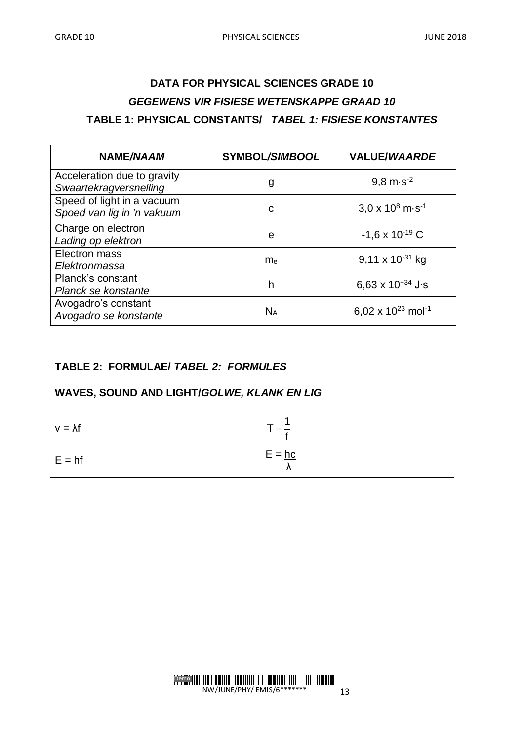# DATA FOR PHYSICAL SCIENCES GRADE 10

## *GEGEWENS VIR FISIESE WETENSKAPPE GRAAD 10*

### TABLE 1: PHYSICAL CONSTANTS/ *TABEL 1: FISIESE KONSTANTES*

| NAME/*NAAM* | SYMBOL/*SIMBOOL* | VALUE/*WAARDE* |
|---|---|---|
| Acceleration due to gravity<br>*Swaartekragversnelling* | g | $9,8 \text{ m}\cdot\text{s}^{-2}$ |
| Speed of light in a vacuum<br>*Spoed van lig in 'n vakuum* | c | $3,0 \times 10^{8} \text{ m}\cdot\text{s}^{-1}$ |
| Charge on electron<br>*Lading op elektron* | e | $-1,6 \times 10^{-19} \text{ C}$ |
| Electron mass<br>*Elektronmassa* | $m_e$ | $9,11 \times 10^{-31} \text{ kg}$ |
| Planck's constant<br>*Planck se konstante* | h | $6,63 \times 10^{-34} \text{ J}\cdot\text{s}$ |
| Avogadro's constant<br>*Avogadro se konstante* | $N_A$ | $6,02 \times 10^{23} \text{ mol}^{-1}$ |

### TABLE 2: FORMULAE/ *TABEL 2: FORMULES*

### WAVES, SOUND AND LIGHT/*GOLWE, KLANK EN LIG*

| | |
|---|---|
| $v = \lambda f$ | $T = \frac{1}{f}$ |
| $E = hf$ | $E = \frac{hc}{\lambda}$ |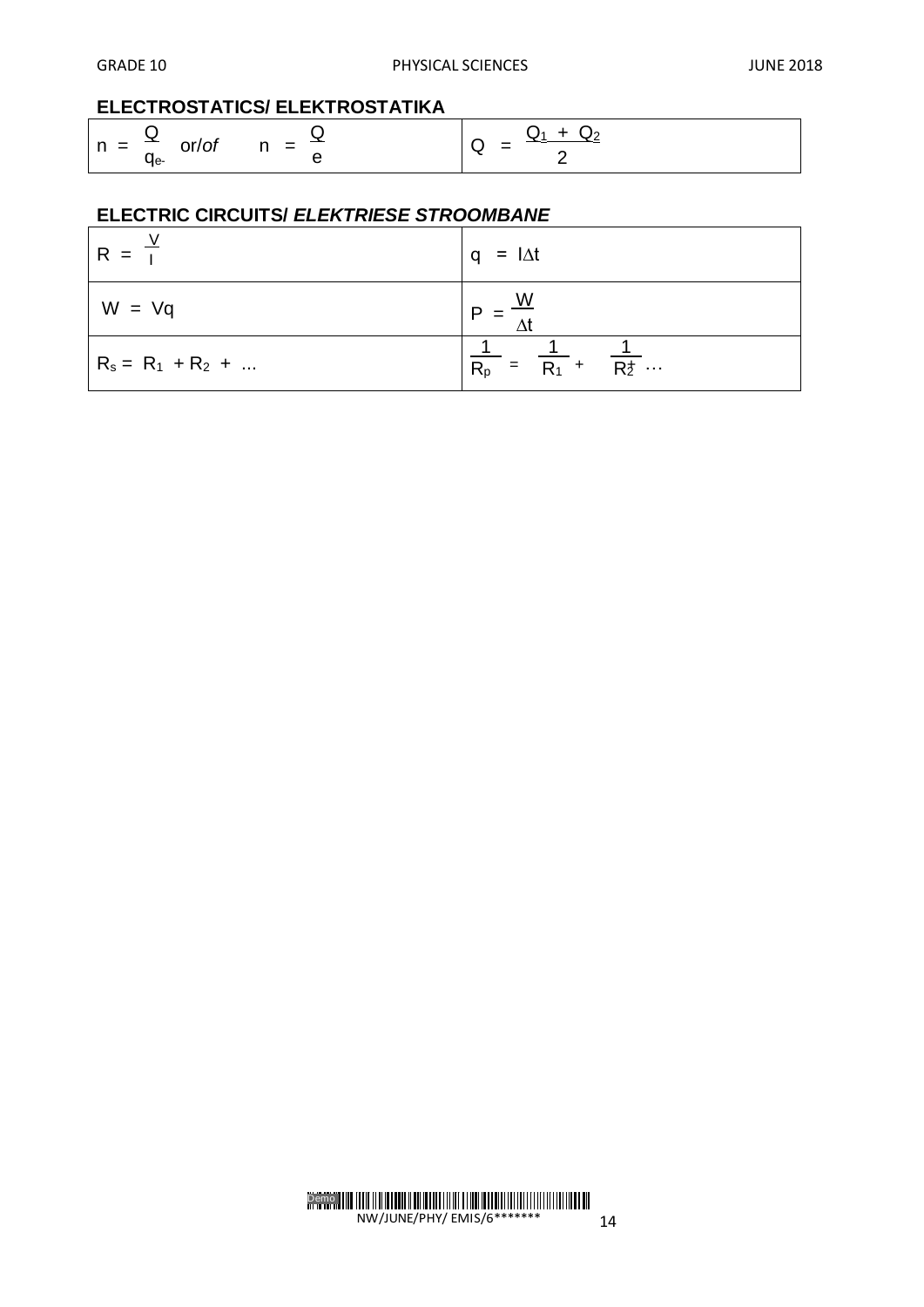## ELECTROSTATICS/ ELEKTROSTATIKA

| | |
|---|---|
| $n = \frac{Q}{q_{e^-}}$ or/*of* $n = \frac{Q}{e}$ | $Q = \frac{Q_1 + Q_2}{2}$ |

## ELECTRIC CIRCUITS/ *ELEKTRIESE STROOMBANE*

| | |
|---|---|
| $R = \frac{V}{I}$ | $q = I\Delta t$ |
| $W = Vq$ | $P = \frac{W}{\Delta t}$ |
| $R_s = R_1 + R_2 + ...$ | $\frac{1}{R_p} = \frac{1}{R_1} + \frac{1}{R_2} + \dots$ |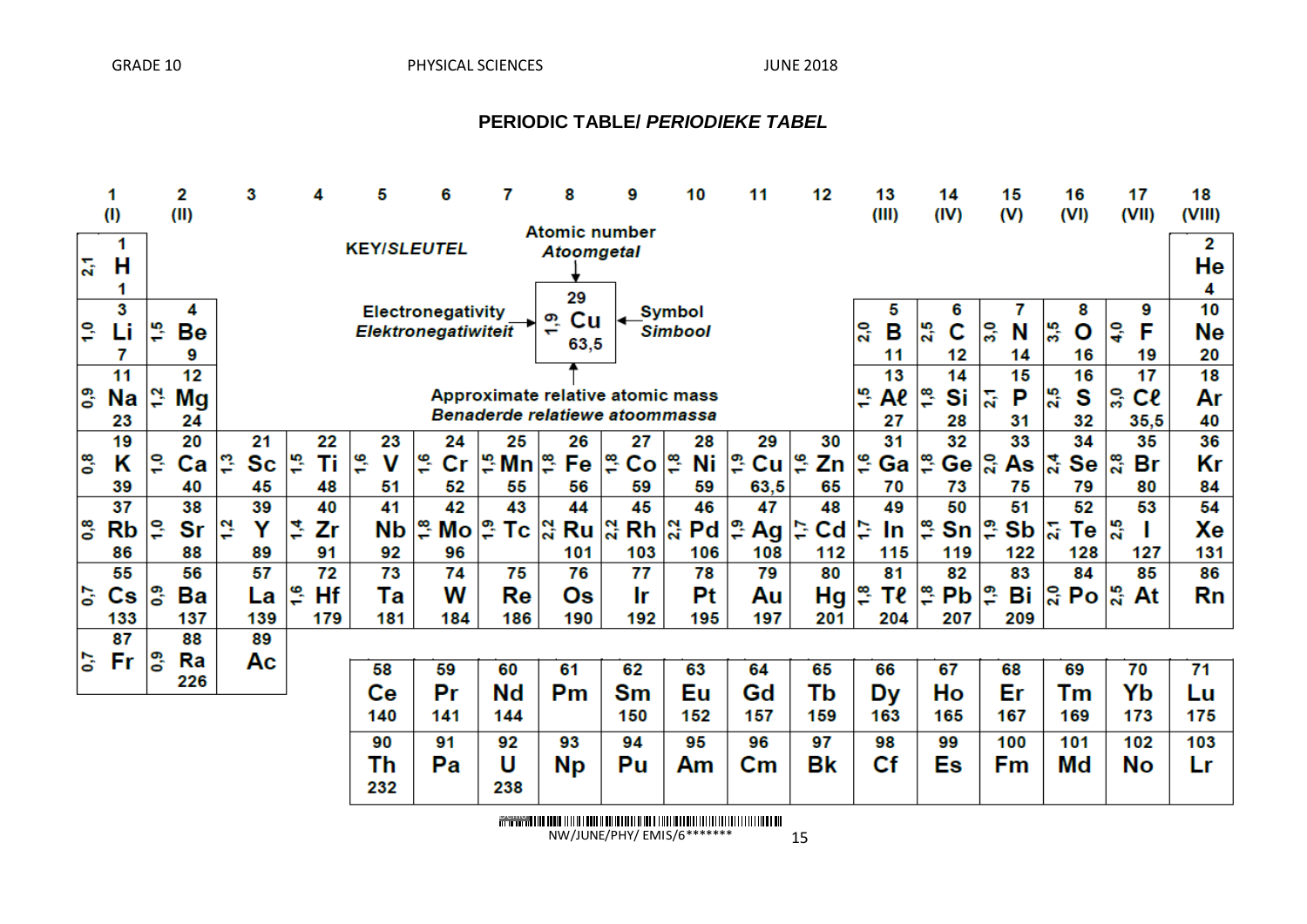# PERIODIC TABLE/ *PERIODIEKE TABEL*

**KEY/*SLEUTEL***

| Atomic number / *Atoomgetal* | 29 |
|---|---|
| Electronegativity / *Elektronegatiwiteit* | 1,9 |
| Symbol / *Simbool* | Cu |
| Approximate relative atomic mass / *Benaderde relatiewe atoommassa* | 63,5 |

| 1 (I) | 2 (II) | 3 | 4 | 5 | 6 | 7 | 8 | 9 | 10 | 11 | 12 | 13 (III) | 14 (IV) | 15 (V) | 16 (VI) | 17 (VII) | 18 (VIII) |
|---|---|---|---|---|---|---|---|---|---|---|---|---|---|---|---|---|---|
| 1<br>2,1 H<br>1 | | | | | | | | | | | | | | | | | 2<br>He<br>4 |
| 3<br>1,0 Li<br>7 | 4<br>1,5 Be<br>9 | | | | | | | | | | | 5<br>2,0 B<br>11 | 6<br>2,5 C<br>12 | 7<br>3,0 N<br>14 | 8<br>3,5 O<br>16 | 9<br>4,0 F<br>19 | 10<br>Ne<br>20 |
| 11<br>0,9 Na<br>23 | 12<br>1,2 Mg<br>24 | | | | | | | | | | | 13<br>1,5 Aℓ<br>27 | 14<br>1,8 Si<br>28 | 15<br>2,1 P<br>31 | 16<br>2,5 S<br>32 | 17<br>3,0 Cℓ<br>35,5 | 18<br>Ar<br>40 |
| 19<br>0,8 K<br>39 | 20<br>1,0 Ca<br>40 | 21<br>1,3 Sc<br>45 | 22<br>1,5 Ti<br>48 | 23<br>1,6 V<br>51 | 24<br>1,6 Cr<br>52 | 25<br>1,5 Mn<br>55 | 26<br>1,8 Fe<br>56 | 27<br>1,8 Co<br>59 | 28<br>1,8 Ni<br>59 | 29<br>1,9 Cu<br>63,5 | 30<br>1,6 Zn<br>65 | 31<br>1,6 Ga<br>70 | 32<br>1,8 Ge<br>73 | 33<br>2,0 As<br>75 | 34<br>2,4 Se<br>79 | 35<br>2,8 Br<br>80 | 36<br>Kr<br>84 |
| 37<br>0,8 Rb<br>86 | 38<br>1,0 Sr<br>88 | 39<br>1,2 Y<br>89 | 40<br>1,4 Zr<br>91 | 41<br>Nb<br>92 | 42<br>1,8 Mo<br>96 | 43<br>1,9 Tc | 44<br>2,2 Ru<br>101 | 45<br>2,2 Rh<br>103 | 46<br>2,2 Pd<br>106 | 47<br>1,9 Ag<br>108 | 48<br>1,7 Cd<br>112 | 49<br>1,7 In<br>115 | 50<br>1,8 Sn<br>119 | 51<br>1,9 Sb<br>122 | 52<br>2,1 Te<br>128 | 53<br>2,5 I<br>127 | 54<br>Xe<br>131 |
| 55<br>0,7 Cs<br>133 | 56<br>0,9 Ba<br>137 | 57<br>La<br>139 | 72<br>1,6 Hf<br>179 | 73<br>Ta<br>181 | 74<br>W<br>184 | 75<br>Re<br>186 | 76<br>Os<br>190 | 77<br>Ir<br>192 | 78<br>Pt<br>195 | 79<br>Au<br>197 | 80<br>Hg<br>201 | 81<br>1,8 Tℓ<br>204 | 82<br>1,8 Pb<br>207 | 83<br>1,9 Bi<br>209 | 84<br>2,0 Po | 85<br>2,5 At | 86<br>Rn |
| 87<br>0,7 Fr | 88<br>0,9 Ra<br>226 | 89<br>Ac | | | | | | | | | | | | | | | |

| | | | | | | | | | | | | | |
|---|---|---|---|---|---|---|---|---|---|---|---|---|---|
| 58<br>Ce<br>140 | 59<br>Pr<br>141 | 60<br>Nd<br>144 | 61<br>Pm | 62<br>Sm<br>150 | 63<br>Eu<br>152 | 64<br>Gd<br>157 | 65<br>Tb<br>159 | 66<br>Dy<br>163 | 67<br>Ho<br>165 | 68<br>Er<br>167 | 69<br>Tm<br>169 | 70<br>Yb<br>173 | 71<br>Lu<br>175 |
| 90<br>Th<br>232 | 91<br>Pa | 92<br>U<br>238 | 93<br>Np | 94<br>Pu | 95<br>Am | 96<br>Cm | 97<br>Bk | 98<br>Cf | 99<br>Es | 100<br>Fm | 101<br>Md | 102<br>No | 103<br>Lr |